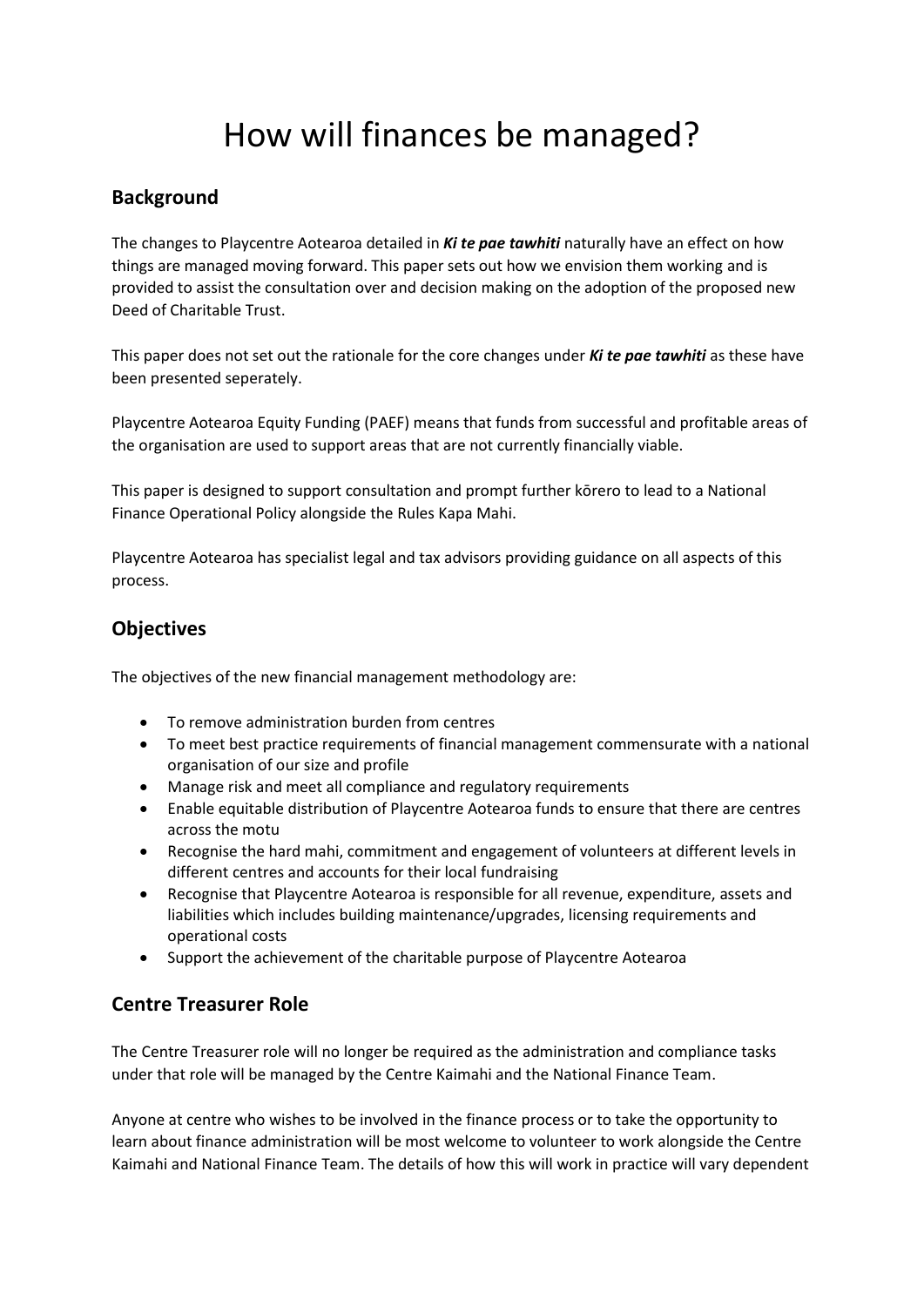# How will finances be managed?

## Background

The changes to Playcentre Aotearoa detailed in ***Ki te pae tawhiti*** naturally have an effect on how things are managed moving forward. This paper sets out how we envision them working and is provided to assist the consultation over and decision making on the adoption of the proposed new Deed of Charitable Trust.

This paper does not set out the rationale for the core changes under ***Ki te pae tawhiti*** as these have been presented seperately.

Playcentre Aotearoa Equity Funding (PAEF) means that funds from successful and profitable areas of the organisation are used to support areas that are not currently financially viable.

This paper is designed to support consultation and prompt further kōrero to lead to a National Finance Operational Policy alongside the Rules Kapa Mahi.

Playcentre Aotearoa has specialist legal and tax advisors providing guidance on all aspects of this process.

## Objectives

The objectives of the new financial management methodology are:

- To remove administration burden from centres
- To meet best practice requirements of financial management commensurate with a national organisation of our size and profile
- Manage risk and meet all compliance and regulatory requirements
- Enable equitable distribution of Playcentre Aotearoa funds to ensure that there are centres across the motu
- Recognise the hard mahi, commitment and engagement of volunteers at different levels in different centres and accounts for their local fundraising
- Recognise that Playcentre Aotearoa is responsible for all revenue, expenditure, assets and liabilities which includes building maintenance/upgrades, licensing requirements and operational costs
- Support the achievement of the charitable purpose of Playcentre Aotearoa

## Centre Treasurer Role

The Centre Treasurer role will no longer be required as the administration and compliance tasks under that role will be managed by the Centre Kaimahi and the National Finance Team.

Anyone at centre who wishes to be involved in the finance process or to take the opportunity to learn about finance administration will be most welcome to volunteer to work alongside the Centre Kaimahi and National Finance Team. The details of how this will work in practice will vary dependent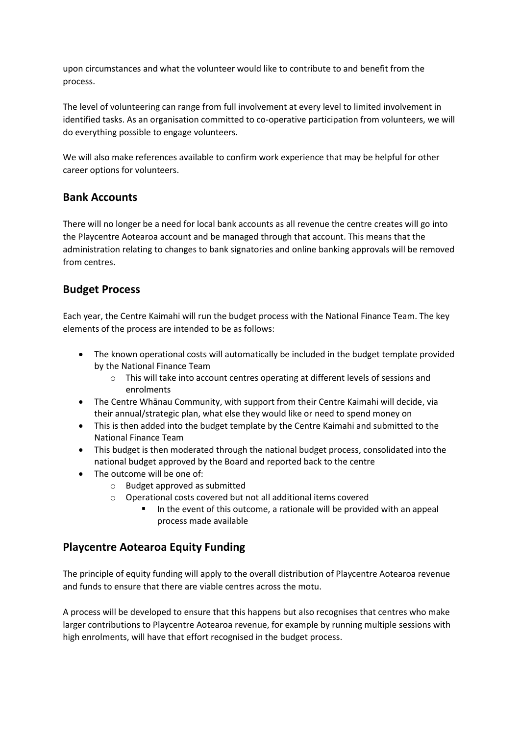upon circumstances and what the volunteer would like to contribute to and benefit from the process.

The level of volunteering can range from full involvement at every level to limited involvement in identified tasks. As an organisation committed to co-operative participation from volunteers, we will do everything possible to engage volunteers.

We will also make references available to confirm work experience that may be helpful for other career options for volunteers.

## Bank Accounts

There will no longer be a need for local bank accounts as all revenue the centre creates will go into the Playcentre Aotearoa account and be managed through that account. This means that the administration relating to changes to bank signatories and online banking approvals will be removed from centres.

## Budget Process

Each year, the Centre Kaimahi will run the budget process with the National Finance Team. The key elements of the process are intended to be as follows:

- The known operational costs will automatically be included in the budget template provided by the National Finance Team
  - This will take into account centres operating at different levels of sessions and enrolments
- The Centre Whānau Community, with support from their Centre Kaimahi will decide, via their annual/strategic plan, what else they would like or need to spend money on
- This is then added into the budget template by the Centre Kaimahi and submitted to the National Finance Team
- This budget is then moderated through the national budget process, consolidated into the national budget approved by the Board and reported back to the centre
- The outcome will be one of:
  - Budget approved as submitted
  - Operational costs covered but not all additional items covered
    - In the event of this outcome, a rationale will be provided with an appeal process made available

## Playcentre Aotearoa Equity Funding

The principle of equity funding will apply to the overall distribution of Playcentre Aotearoa revenue and funds to ensure that there are viable centres across the motu.

A process will be developed to ensure that this happens but also recognises that centres who make larger contributions to Playcentre Aotearoa revenue, for example by running multiple sessions with high enrolments, will have that effort recognised in the budget process.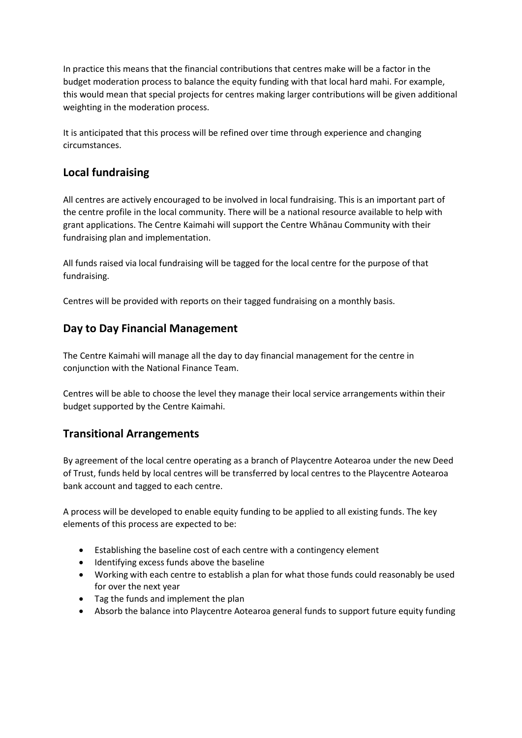In practice this means that the financial contributions that centres make will be a factor in the budget moderation process to balance the equity funding with that local hard mahi. For example, this would mean that special projects for centres making larger contributions will be given additional weighting in the moderation process.

It is anticipated that this process will be refined over time through experience and changing circumstances.

## Local fundraising

All centres are actively encouraged to be involved in local fundraising. This is an important part of the centre profile in the local community. There will be a national resource available to help with grant applications. The Centre Kaimahi will support the Centre Whānau Community with their fundraising plan and implementation.

All funds raised via local fundraising will be tagged for the local centre for the purpose of that fundraising.

Centres will be provided with reports on their tagged fundraising on a monthly basis.

## Day to Day Financial Management

The Centre Kaimahi will manage all the day to day financial management for the centre in conjunction with the National Finance Team.

Centres will be able to choose the level they manage their local service arrangements within their budget supported by the Centre Kaimahi.

## Transitional Arrangements

By agreement of the local centre operating as a branch of Playcentre Aotearoa under the new Deed of Trust, funds held by local centres will be transferred by local centres to the Playcentre Aotearoa bank account and tagged to each centre.

A process will be developed to enable equity funding to be applied to all existing funds. The key elements of this process are expected to be:

- Establishing the baseline cost of each centre with a contingency element
- Identifying excess funds above the baseline
- Working with each centre to establish a plan for what those funds could reasonably be used for over the next year
- Tag the funds and implement the plan
- Absorb the balance into Playcentre Aotearoa general funds to support future equity funding